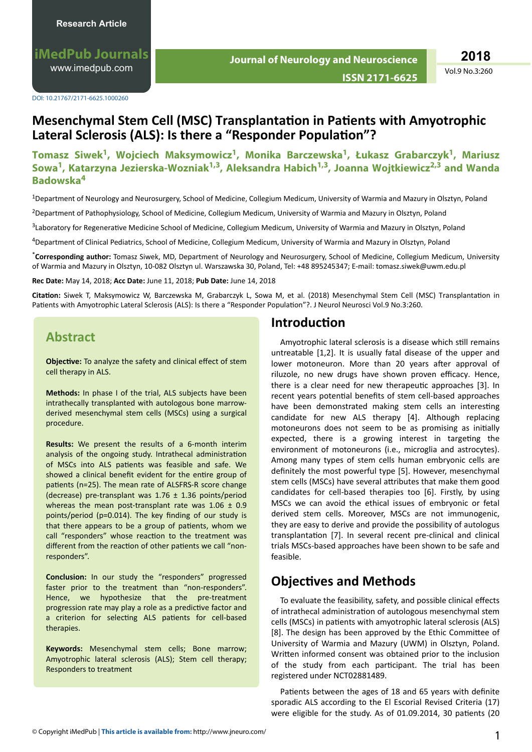Research Article

DOI: 10.21767/2171-6625.1000260

# Mesenchymal Stem Cell (MSC) Transplantation in Patients with Amyotrophic Lateral Sclerosis (ALS): Is there a "Responder Population"?

**Tomasz Siwek[1], Wojciech Maksymowicz[1], Monika Barczewska[1], Łukasz Grabarczyk[1], Mariusz Sowa[1], Katarzyna Jezierska-Wozniak[1,3], Aleksandra Habich[1,3], Joanna Wojtkiewicz[2,3] and Wanda Badowska[4]**

[1]Department of Neurology and Neurosurgery, School of Medicine, Collegium Medicum, University of Warmia and Mazury in Olsztyn, Poland

[2]Department of Pathophysiology, School of Medicine, Collegium Medicum, University of Warmia and Mazury in Olsztyn, Poland

[3]Laboratory for Regenerative Medicine School of Medicine, Collegium Medicum, University of Warmia and Mazury in Olsztyn, Poland

[4]Department of Clinical Pediatrics, School of Medicine, Collegium Medicum, University of Warmia and Mazury in Olsztyn, Poland

[*]**Corresponding author:** Tomasz Siwek, MD, Department of Neurology and Neurosurgery, School of Medicine, Collegium Medicum, University of Warmia and Mazury in Olsztyn, 10-082 Olsztyn ul. Warszawska 30, Poland, Tel: +48 895245347; E-mail: tomasz.siwek@uwm.edu.pl

**Rec Date:** May 14, 2018; **Acc Date:** June 11, 2018; **Pub Date:** June 14, 2018

**Citation:** Siwek T, Maksymowicz W, Barczewska M, Grabarczyk L, Sowa M, et al. (2018) Mesenchymal Stem Cell (MSC) Transplantation in Patients with Amyotrophic Lateral Sclerosis (ALS): Is there a "Responder Population"?. J Neurol Neurosci Vol.9 No.3:260.

## Abstract

**Objective:** To analyze the safety and clinical effect of stem cell therapy in ALS.

**Methods:** In phase I of the trial, ALS subjects have been intrathecally transplanted with autologous bone marrow-derived mesenchymal stem cells (MSCs) using a surgical procedure.

**Results:** We present the results of a 6-month interim analysis of the ongoing study. Intrathecal administration of MSCs into ALS patients was feasible and safe. We showed a clinical benefit evident for the entire group of patients (n=25). The mean rate of ALSFRS-R score change (decrease) pre-transplant was 1.76 ± 1.36 points/period whereas the mean post-transplant rate was 1.06 ± 0.9 points/period (p=0.014). The key finding of our study is that there appears to be a group of patients, whom we call "responders" whose reaction to the treatment was different from the reaction of other patients we call "non-responders".

**Conclusion:** In our study the "responders" progressed faster prior to the treatment than "non-responders". Hence, we hypothesize that the pre-treatment progression rate may play a role as a predictive factor and a criterion for selecting ALS patients for cell-based therapies.

**Keywords:** Mesenchymal stem cells; Bone marrow; Amyotrophic lateral sclerosis (ALS); Stem cell therapy; Responders to treatment

## Introduction

Amyotrophic lateral sclerosis is a disease which still remains untreatable [1,2]. It is usually fatal disease of the upper and lower motoneuron. More than 20 years after approval of riluzole, no new drugs have shown proven efficacy. Hence, there is a clear need for new therapeutic approaches [3]. In recent years potential benefits of stem cell-based approaches have been demonstrated making stem cells an interesting candidate for new ALS therapy [4]. Although replacing motoneurons does not seem to be as promising as initially expected, there is a growing interest in targeting the environment of motoneurons (i.e., microglia and astrocytes). Among many types of stem cells human embryonic cells are definitely the most powerful type [5]. However, mesenchymal stem cells (MSCs) have several attributes that make them good candidates for cell-based therapies too [6]. Firstly, by using MSCs we can avoid the ethical issues of embryonic or fetal derived stem cells. Moreover, MSCs are not immunogenic, they are easy to derive and provide the possibility of autologous transplantation [7]. In several recent pre-clinical and clinical trials MSCs-based approaches have been shown to be safe and feasible.

## Objectives and Methods

To evaluate the feasibility, safety, and possible clinical effects of intrathecal administration of autologous mesenchymal stem cells (MSCs) in patients with amyotrophic lateral sclerosis (ALS) [8]. The design has been approved by the Ethic Committee of University of Warmia and Mazury (UWM) in Olsztyn, Poland. Written informed consent was obtained prior to the inclusion of the study from each participant. The trial has been registered under NCT02881489.

Patients between the ages of 18 and 65 years with definite sporadic ALS according to the El Escorial Revised Criteria (17) were eligible for the study. As of 01.09.2014, 30 patients (20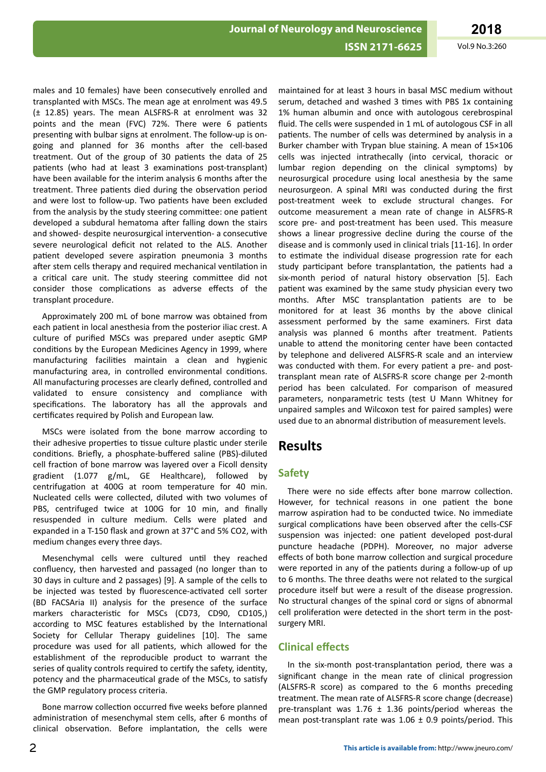males and 10 females) have been consecutively enrolled and transplanted with MSCs. The mean age at enrolment was 49.5 (± 12.85) years. The mean ALSFRS-R at enrolment was 32 points and the mean (FVC) 72%. There were 6 patients presenting with bulbar signs at enrolment. The follow-up is on-going and planned for 36 months after the cell-based treatment. Out of the group of 30 patients the data of 25 patients (who had at least 3 examinations post-transplant) have been available for the interim analysis 6 months after the treatment. Three patients died during the observation period and were lost to follow-up. Two patients have been excluded from the analysis by the study steering committee: one patient developed a subdural hematoma after falling down the stairs and showed- despite neurosurgical intervention- a consecutive severe neurological deficit not related to the ALS. Another patient developed severe aspiration pneumonia 3 months after stem cells therapy and required mechanical ventilation in a critical care unit. The study steering committee did not consider those complications as adverse effects of the transplant procedure.

Approximately 200 mL of bone marrow was obtained from each patient in local anesthesia from the posterior iliac crest. A culture of purified MSCs was prepared under aseptic GMP conditions by the European Medicines Agency in 1999, where manufacturing facilities maintain a clean and hygienic manufacturing area, in controlled environmental conditions. All manufacturing processes are clearly defined, controlled and validated to ensure consistency and compliance with specifications. The laboratory has all the approvals and certificates required by Polish and European law.

MSCs were isolated from the bone marrow according to their adhesive properties to tissue culture plastic under sterile conditions. Briefly, a phosphate-buffered saline (PBS)-diluted cell fraction of bone marrow was layered over a Ficoll density gradient (1.077 g/mL, GE Healthcare), followed by centrifugation at 400G at room temperature for 40 min. Nucleated cells were collected, diluted with two volumes of PBS, centrifuged twice at 100G for 10 min, and finally resuspended in culture medium. Cells were plated and expanded in a T-150 flask and grown at 37°C and 5% $CO_2$, with medium changes every three days.

Mesenchymal cells were cultured until they reached confluency, then harvested and passaged (no longer than to 30 days in culture and 2 passages) [9]. A sample of the cells to be injected was tested by fluorescence-activated cell sorter (BD FACSAria II) analysis for the presence of the surface markers characteristic for MSCs (CD73, CD90, CD105,) according to MSC features established by the International Society for Cellular Therapy guidelines [10]. The same procedure was used for all patients, which allowed for the establishment of the reproducible product to warrant the series of quality controls required to certify the safety, identity, potency and the pharmaceutical grade of the MSCs, to satisfy the GMP regulatory process criteria.

Bone marrow collection occurred five weeks before planned administration of mesenchymal stem cells, after 6 months of clinical observation. Before implantation, the cells were maintained for at least 3 hours in basal MSC medium without serum, detached and washed 3 times with PBS 1x containing 1% human albumin and once with autologous cerebrospinal fluid. The cells were suspended in 1 mL of autologous CSF in all patients. The number of cells was determined by analysis in a Burker chamber with Trypan blue staining. A mean of $15 \times 10^6$ cells was injected intrathecally (into cervical, thoracic or lumbar region depending on the clinical symptoms) by neurosurgical procedure using local anesthesia by the same neurosurgeon. A spinal MRI was conducted during the first post-treatment week to exclude structural changes. For outcome measurement a mean rate of change in ALSFRS-R score pre- and post-treatment has been used. This measure shows a linear progressive decline during the course of the disease and is commonly used in clinical trials [11-16]. In order to estimate the individual disease progression rate for each study participant before transplantation, the patients had a six-month period of natural history observation [5]. Each patient was examined by the same study physician every two months. After MSC transplantation patients are to be monitored for at least 36 months by the above clinical assessment performed by the same examiners. First data analysis was planned 6 months after treatment. Patients unable to attend the monitoring center have been contacted by telephone and delivered ALSFRS-R scale and an interview was conducted with them. For every patient a pre- and post-transplant mean rate of ALSFRS-R score change per 2-month period has been calculated. For comparison of measured parameters, nonparametric tests (test U Mann Whitney for unpaired samples and Wilcoxon test for paired samples) were used due to an abnormal distribution of measurement levels.

# Results

## Safety

There were no side effects after bone marrow collection. However, for technical reasons in one patient the bone marrow aspiration had to be conducted twice. No immediate surgical complications have been observed after the cells-CSF suspension was injected: one patient developed post-dural puncture headache (PDPH). Moreover, no major adverse effects of both bone marrow collection and surgical procedure were reported in any of the patients during a follow-up of up to 6 months. The three deaths were not related to the surgical procedure itself but were a result of the disease progression. No structural changes of the spinal cord or signs of abnormal cell proliferation were detected in the short term in the post-surgery MRI.

## Clinical effects

In the six-month post-transplantation period, there was a significant change in the mean rate of clinical progression (ALSFRS-R score) as compared to the 6 months preceding treatment. The mean rate of ALSFRS-R score change (decrease) pre-transplant was 1.76 ± 1.36 points/period whereas the mean post-transplant rate was 1.06 ± 0.9 points/period. This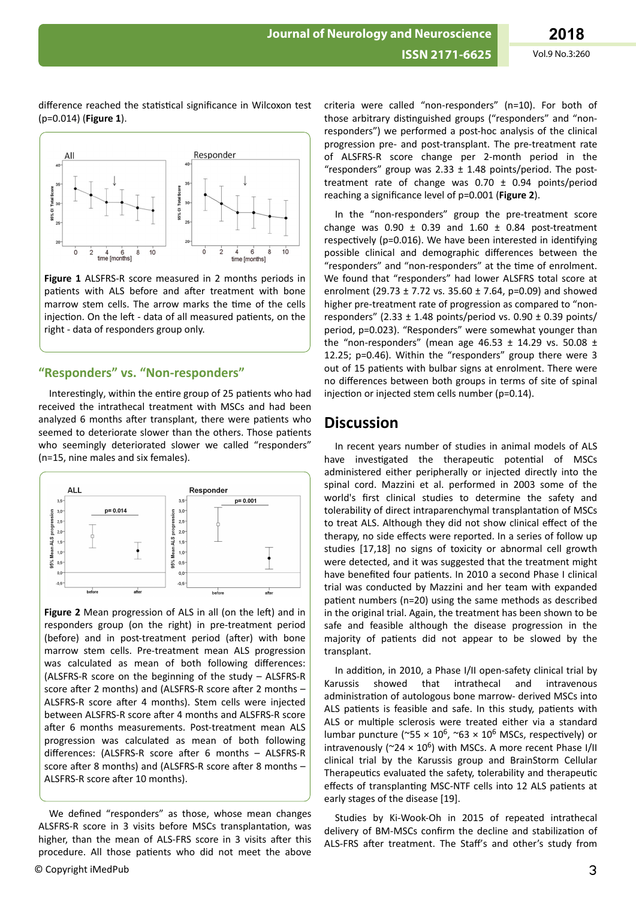difference reached the statistical significance in Wilcoxon test (p=0.014) (**Figure 1**).

**Figure 1** ALSFRS-R score measured in 2 months periods in patients with ALS before and after treatment with bone marrow stem cells. The arrow marks the time of the cells injection. On the left - data of all measured patients, on the right - data of responders group only.

## "Responders" vs. "Non-responders"

Interestingly, within the entire group of 25 patients who had received the intrathecal treatment with MSCs and had been analyzed 6 months after transplant, there were patients who seemed to deteriorate slower than the others. Those patients who seemingly deteriorated slower we called "responders" (n=15, nine males and six females).

**Figure 2** Mean progression of ALS in all (on the left) and in responders group (on the right) in pre-treatment period (before) and in post-treatment period (after) with bone marrow stem cells. Pre-treatment mean ALS progression was calculated as mean of both following differences: (ALSFRS-R score on the beginning of the study – ALSFRS-R score after 2 months) and (ALSFRS-R score after 2 months – ALSFRS-R score after 4 months). Stem cells were injected between ALSFRS-R score after 4 months and ALSFRS-R score after 6 months measurements. Post-treatment mean ALS progression was calculated as mean of both following differences: (ALSFRS-R score after 6 months – ALSFRS-R score after 8 months) and (ALSFRS-R score after 8 months – ALSFRS-R score after 10 months).

We defined "responders" as those, whose mean changes ALSFRS-R score in 3 visits before MSCs transplantation, was higher, than the mean of ALS-FRS score in 3 visits after this procedure. All those patients who did not meet the above criteria were called "non-responders" (n=10). For both of those arbitrary distinguished groups ("responders" and "non-responders") we performed a post-hoc analysis of the clinical progression pre- and post-transplant. The pre-treatment rate of ALSFRS-R score change per 2-month period in the "responders" group was 2.33 ± 1.48 points/period. The post-treatment rate of change was 0.70 ± 0.94 points/period reaching a significance level of p=0.001 (**Figure 2**).

In the "non-responders" group the pre-treatment score change was 0.90 ± 0.39 and 1.60 ± 0.84 post-treatment respectively (p=0.016). We have been interested in identifying possible clinical and demographic differences between the "responders" and "non-responders" at the time of enrolment. We found that "responders" had lower ALSFRS total score at enrolment (29.73 ± 7.72 vs. 35.60 ± 7.64, p=0.09) and showed higher pre-treatment rate of progression as compared to "non-responders" (2.33 ± 1.48 points/period vs. 0.90 ± 0.39 points/period, p=0.023). "Responders" were somewhat younger than the "non-responders" (mean age 46.53 ± 14.29 vs. 50.08 ± 12.25; p=0.46). Within the "responders" group there were 3 out of 15 patients with bulbar signs at enrolment. There were no differences between both groups in terms of site of spinal injection or injected stem cells number (p=0.14).

# Discussion

In recent years number of studies in animal models of ALS have investigated the therapeutic potential of MSCs administered either peripherally or injected directly into the spinal cord. Mazzini et al. performed in 2003 some of the world's first clinical studies to determine the safety and tolerability of direct intraparenchymal transplantation of MSCs to treat ALS. Although they did not show clinical effect of the therapy, no side effects were reported. In a series of follow up studies [17,18] no signs of toxicity or abnormal cell growth were detected, and it was suggested that the treatment might have benefited four patients. In 2010 a second Phase I clinical trial was conducted by Mazzini and her team with expanded patient numbers (n=20) using the same methods as described in the original trial. Again, the treatment has been shown to be safe and feasible although the disease progression in the majority of patients did not appear to be slowed by the transplant.

In addition, in 2010, a Phase I/II open-safety clinical trial by Karussis showed that intrathecal and intravenous administration of autologous bone marrow- derived MSCs into ALS patients is feasible and safe. In this study, patients with ALS or multiple sclerosis were treated either via a standard lumbar puncture (~55 × $10^6$, ~63 × $10^6$ MSCs, respectively) or intravenously (~24 × $10^6$) with MSCs. A more recent Phase I/II clinical trial by the Karussis group and BrainStorm Cellular Therapeutics evaluated the safety, tolerability and therapeutic effects of transplanting MSC-NTF cells into 12 ALS patients at early stages of the disease [19].

Studies by Ki-Wook-Oh in 2015 of repeated intrathecal delivery of BM-MSCs confirm the decline and stabilization of ALS-FRS after treatment. The Staff's and other's study from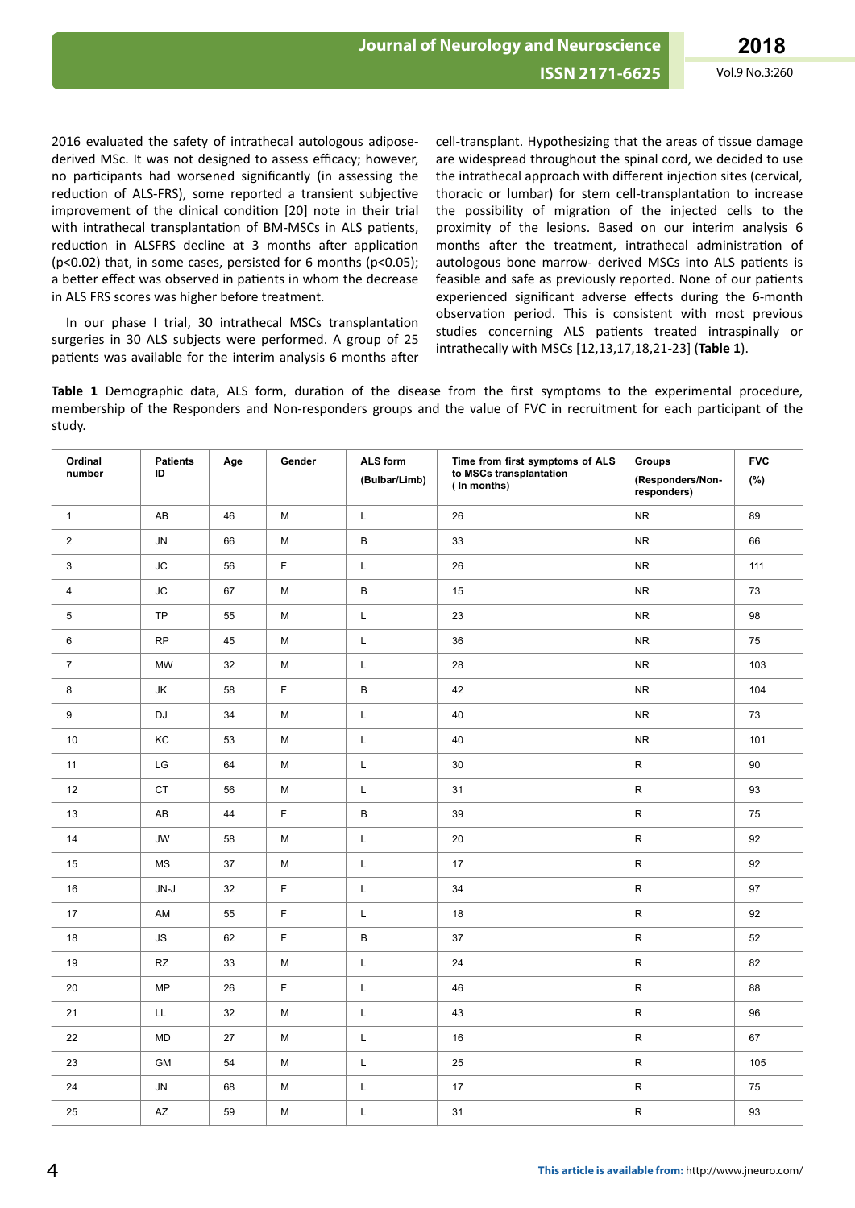2016 evaluated the safety of intrathecal autologous adipose-derived MSc. It was not designed to assess efficacy; however, no participants had worsened significantly (in assessing the reduction of ALS-FRS), some reported a transient subjective improvement of the clinical condition [20] note in their trial with intrathecal transplantation of BM-MSCs in ALS patients, reduction in ALSFRS decline at 3 months after application ($p<0.02$) that, in some cases, persisted for 6 months ($p<0.05$); a better effect was observed in patients in whom the decrease in ALS FRS scores was higher before treatment.

In our phase I trial, 30 intrathecal MSCs transplantation surgeries in 30 ALS subjects were performed. A group of 25 patients was available for the interim analysis 6 months after cell-transplant. Hypothesizing that the areas of tissue damage are widespread throughout the spinal cord, we decided to use the intrathecal approach with different injection sites (cervical, thoracic or lumbar) for stem cell-transplantation to increase the possibility of migration of the injected cells to the proximity of the lesions. Based on our interim analysis 6 months after the treatment, intrathecal administration of autologous bone marrow- derived MSCs into ALS patients is feasible and safe as previously reported. None of our patients experienced significant adverse effects during the 6-month observation period. This is consistent with most previous studies concerning ALS patients treated intraspinally or intrathecally with MSCs [12,13,17,18,21-23] (**Table 1**).

**Table 1** Demographic data, ALS form, duration of the disease from the first symptoms to the experimental procedure, membership of the Responders and Non-responders groups and the value of FVC in recruitment for each participant of the study.

| Ordinal number | Patients ID | Age | Gender | ALS form (Bulbar/Limb) | Time from first symptoms of ALS to MSCs transplantation (In months) | Groups (Responders/Non-responders) | FVC (%) |
|---|---|---|---|---|---|---|---|
| 1 | AB | 46 | M | L | 26 | NR | 89 |
| 2 | JN | 66 | M | B | 33 | NR | 66 |
| 3 | JC | 56 | F | L | 26 | NR | 111 |
| 4 | JC | 67 | M | B | 15 | NR | 73 |
| 5 | TP | 55 | M | L | 23 | NR | 98 |
| 6 | RP | 45 | M | L | 36 | NR | 75 |
| 7 | MW | 32 | M | L | 28 | NR | 103 |
| 8 | JK | 58 | F | B | 42 | NR | 104 |
| 9 | DJ | 34 | M | L | 40 | NR | 73 |
| 10 | KC | 53 | M | L | 40 | NR | 101 |
| 11 | LG | 64 | M | L | 30 | R | 90 |
| 12 | CT | 56 | M | L | 31 | R | 93 |
| 13 | AB | 44 | F | B | 39 | R | 75 |
| 14 | JW | 58 | M | L | 20 | R | 92 |
| 15 | MS | 37 | M | L | 17 | R | 92 |
| 16 | JN-J | 32 | F | L | 34 | R | 97 |
| 17 | AM | 55 | F | L | 18 | R | 92 |
| 18 | JS | 62 | F | B | 37 | R | 52 |
| 19 | RZ | 33 | M | L | 24 | R | 82 |
| 20 | MP | 26 | F | L | 46 | R | 88 |
| 21 | LL | 32 | M | L | 43 | R | 96 |
| 22 | MD | 27 | M | L | 16 | R | 67 |
| 23 | GM | 54 | M | L | 25 | R | 105 |
| 24 | JN | 68 | M | L | 17 | R | 75 |
| 25 | AZ | 59 | M | L | 31 | R | 93 |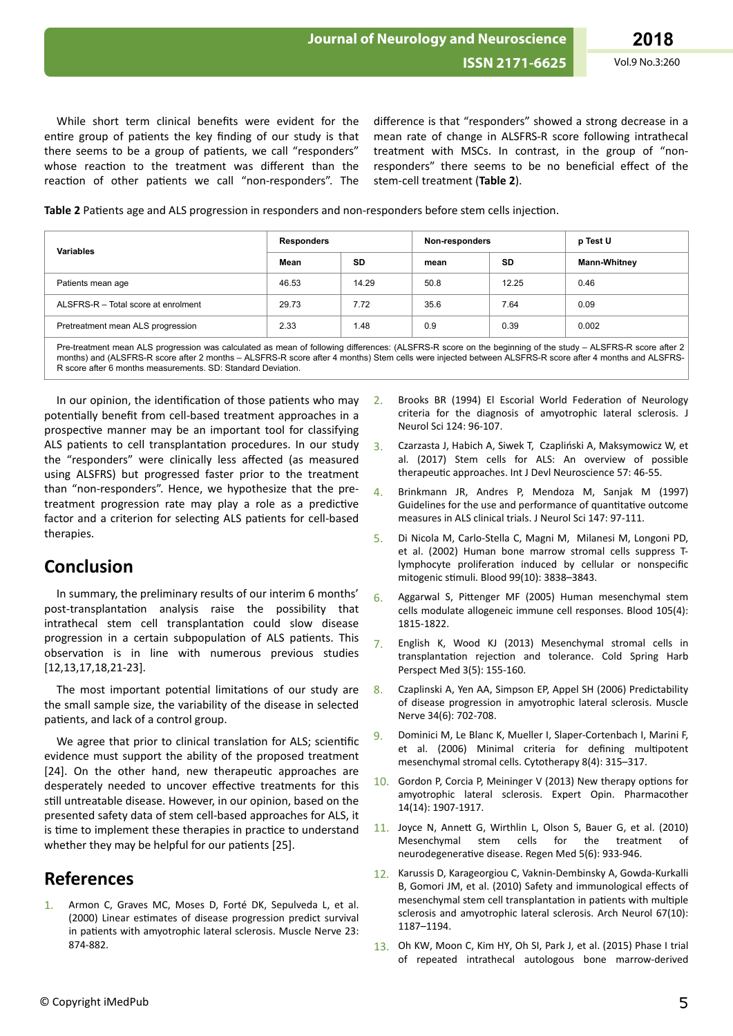While short term clinical benefits were evident for the entire group of patients the key finding of our study is that there seems to be a group of patients, we call "responders" whose reaction to the treatment was different than the reaction of other patients we call "non-responders". The difference is that "responders" showed a strong decrease in a mean rate of change in ALSFRS-R score following intrathecal treatment with MSCs. In contrast, in the group of "non-responders" there seems to be no beneficial effect of the stem-cell treatment (**Table 2**).

**Table 2** Patients age and ALS progression in responders and non-responders before stem cells injection.

| Variables | Responders | | Non-responders | | p Test U |
|---|---|---|---|---|---|
| | Mean | SD | mean | SD | Mann-Whitney |
| Patients mean age | 46.53 | 14.29 | 50.8 | 12.25 | 0.46 |
| ALSFRS-R – Total score at enrolment | 29.73 | 7.72 | 35.6 | 7.64 | 0.09 |
| Pretreatment mean ALS progression | 2.33 | 1.48 | 0.9 | 0.39 | 0.002 |

Pre-treatment mean ALS progression was calculated as mean of following differences: (ALSFRS-R score on the beginning of the study – ALSFRS-R score after 2 months) and (ALSFRS-R score after 2 months – ALSFRS-R score after 4 months) Stem cells were injected between ALSFRS-R score after 4 months and ALSFRS-R score after 6 months measurements. SD: Standard Deviation.

In our opinion, the identification of those patients who may potentially benefit from cell-based treatment approaches in a prospective manner may be an important tool for classifying ALS patients to cell transplantation procedures. In our study the "responders" were clinically less affected (as measured using ALSFRS) but progressed faster prior to the treatment than "non-responders". Hence, we hypothesize that the pre-treatment progression rate may play a role as a predictive factor and a criterion for selecting ALS patients for cell-based therapies.

## Conclusion

In summary, the preliminary results of our interim 6 months' post-transplantation analysis raise the possibility that intrathecal stem cell transplantation could slow disease progression in a certain subpopulation of ALS patients. This observation is in line with numerous previous studies [12,13,17,18,21-23].

The most important potential limitations of our study are the small sample size, the variability of the disease in selected patients, and lack of a control group.

We agree that prior to clinical translation for ALS; scientific evidence must support the ability of the proposed treatment [24]. On the other hand, new therapeutic approaches are desperately needed to uncover effective treatments for this still untreatable disease. However, in our opinion, based on the presented safety data of stem cell-based approaches for ALS, it is time to implement these therapies in practice to understand whether they may be helpful for our patients [25].

## References

1. Armon C, Graves MC, Moses D, Forté DK, Sepulveda L, et al. (2000) Linear estimates of disease progression predict survival in patients with amyotrophic lateral sclerosis. Muscle Nerve 23: 874-882.
2. Brooks BR (1994) El Escorial World Federation of Neurology criteria for the diagnosis of amyotrophic lateral sclerosis. J Neurol Sci 124: 96-107.
3. Czarzasta J, Habich A, Siwek T, Czapliński A, Maksymowicz W, et al. (2017) Stem cells for ALS: An overview of possible therapeutic approaches. Int J Devl Neuroscience 57: 46-55.
4. Brinkmann JR, Andres P, Mendoza M, Sanjak M (1997) Guidelines for the use and performance of quantitative outcome measures in ALS clinical trials. J Neurol Sci 147: 97-111.
5. Di Nicola M, Carlo-Stella C, Magni M, Milanesi M, Longoni PD, et al. (2002) Human bone marrow stromal cells suppress T-lymphocyte proliferation induced by cellular or nonspecific mitogenic stimuli. Blood 99(10): 3838–3843.
6. Aggarwal S, Pittenger MF (2005) Human mesenchymal stem cells modulate allogeneic immune cell responses. Blood 105(4): 1815-1822.
7. English K, Wood KJ (2013) Mesenchymal stromal cells in transplantation rejection and tolerance. Cold Spring Harb Perspect Med 3(5): 155-160.
8. Czaplinski A, Yen AA, Simpson EP, Appel SH (2006) Predictability of disease progression in amyotrophic lateral sclerosis. Muscle Nerve 34(6): 702-708.
9. Dominici M, Le Blanc K, Mueller I, Slaper-Cortenbach I, Marini F, et al. (2006) Minimal criteria for defining multipotent mesenchymal stromal cells. Cytotherapy 8(4): 315–317.
10. Gordon P, Corcia P, Meininger V (2013) New therapy options for amyotrophic lateral sclerosis. Expert Opin. Pharmacother 14(14): 1907-1917.
11. Joyce N, Annett G, Wirthlin L, Olson S, Bauer G, et al. (2010) Mesenchymal stem cells for the treatment of neurodegenerative disease. Regen Med 5(6): 933-946.
12. Karussis D, Karageorgiou C, Vaknin-Dembinsky A, Gowda-Kurkalli B, Gomori JM, et al. (2010) Safety and immunological effects of mesenchymal stem cell transplantation in patients with multiple sclerosis and amyotrophic lateral sclerosis. Arch Neurol 67(10): 1187–1194.
13. Oh KW, Moon C, Kim HY, Oh SI, Park J, et al. (2015) Phase I trial of repeated intrathecal autologous bone marrow-derived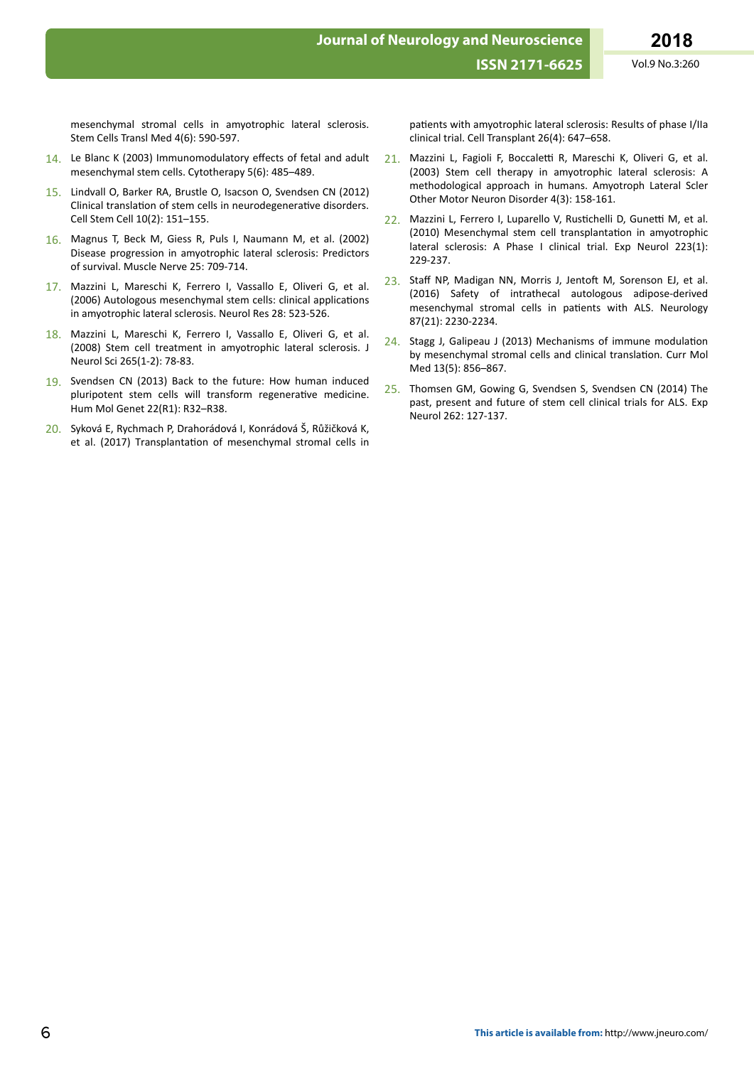mesenchymal stromal cells in amyotrophic lateral sclerosis. Stem Cells Transl Med 4(6): 590-597.

14. Le Blanc K (2003) Immunomodulatory effects of fetal and adult mesenchymal stem cells. Cytotherapy 5(6): 485–489.

15. Lindvall O, Barker RA, Brustle O, Isacson O, Svendsen CN (2012) Clinical translation of stem cells in neurodegenerative disorders. Cell Stem Cell 10(2): 151–155.

16. Magnus T, Beck M, Giess R, Puls I, Naumann M, et al. (2002) Disease progression in amyotrophic lateral sclerosis: Predictors of survival. Muscle Nerve 25: 709-714.

17. Mazzini L, Mareschi K, Ferrero I, Vassallo E, Oliveri G, et al. (2006) Autologous mesenchymal stem cells: clinical applications in amyotrophic lateral sclerosis. Neurol Res 28: 523-526.

18. Mazzini L, Mareschi K, Ferrero I, Vassallo E, Oliveri G, et al. (2008) Stem cell treatment in amyotrophic lateral sclerosis. J Neurol Sci 265(1-2): 78-83.

19. Svendsen CN (2013) Back to the future: How human induced pluripotent stem cells will transform regenerative medicine. Hum Mol Genet 22(R1): R32–R38.

20. Syková E, Rychmach P, Drahorádová I, Konrádová Š, Růžičková K, et al. (2017) Transplantation of mesenchymal stromal cells in patients with amyotrophic lateral sclerosis: Results of phase I/IIa clinical trial. Cell Transplant 26(4): 647–658.

21. Mazzini L, Fagioli F, Boccaletti R, Mareschi K, Oliveri G, et al. (2003) Stem cell therapy in amyotrophic lateral sclerosis: A methodological approach in humans. Amyotroph Lateral Scler Other Motor Neuron Disorder 4(3): 158-161.

22. Mazzini L, Ferrero I, Luparello V, Rustichelli D, Gunetti M, et al. (2010) Mesenchymal stem cell transplantation in amyotrophic lateral sclerosis: A Phase I clinical trial. Exp Neurol 223(1): 229-237.

23. Staff NP, Madigan NN, Morris J, Jentoft M, Sorenson EJ, et al. (2016) Safety of intrathecal autologous adipose-derived mesenchymal stromal cells in patients with ALS. Neurology 87(21): 2230-2234.

24. Stagg J, Galipeau J (2013) Mechanisms of immune modulation by mesenchymal stromal cells and clinical translation. Curr Mol Med 13(5): 856–867.

25. Thomsen GM, Gowing G, Svendsen S, Svendsen CN (2014) The past, present and future of stem cell clinical trials for ALS. Exp Neurol 262: 127-137.